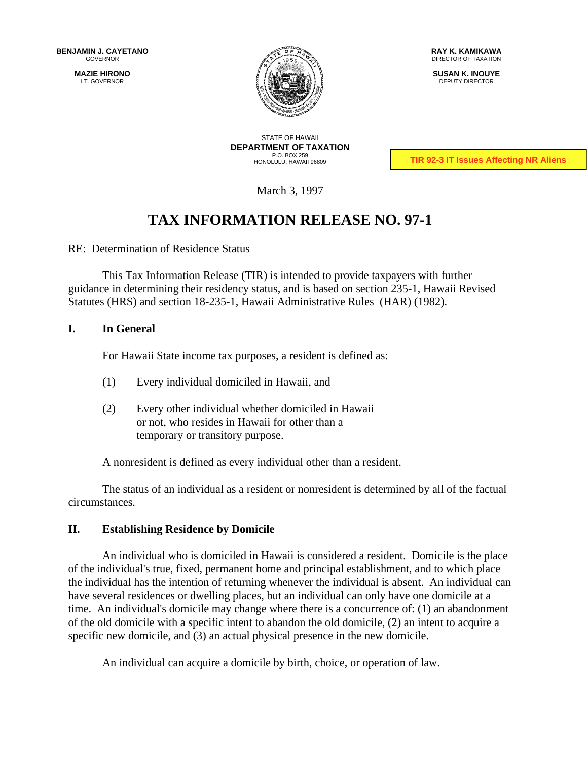**BENJAMIN J. CAYETANO**
GOVERNOR

**MAZIE HIRONO**
LT. GOVERNOR

**RAY K. KAMIKAWA**
DIRECTOR OF TAXATION

**SUSAN K. INOUYE**
DEPUTY DIRECTOR

STATE OF HAWAII
**DEPARTMENT OF TAXATION**
P.O. BOX 259
HONOLULU, HAWAII 96809

TIR 92-3 IT Issues Affecting NR Aliens

March 3, 1997

# TAX INFORMATION RELEASE NO. 97-1

RE: Determination of Residence Status

This Tax Information Release (TIR) is intended to provide taxpayers with further guidance in determining their residency status, and is based on section 235-1, Hawaii Revised Statutes (HRS) and section 18-235-1, Hawaii Administrative Rules (HAR) (1982).

## I. In General

For Hawaii State income tax purposes, a resident is defined as:

(1) Every individual domiciled in Hawaii, and

(2) Every other individual whether domiciled in Hawaii or not, who resides in Hawaii for other than a temporary or transitory purpose.

A nonresident is defined as every individual other than a resident.

The status of an individual as a resident or nonresident is determined by all of the factual circumstances.

## II. Establishing Residence by Domicile

An individual who is domiciled in Hawaii is considered a resident. Domicile is the place of the individual's true, fixed, permanent home and principal establishment, and to which place the individual has the intention of returning whenever the individual is absent. An individual can have several residences or dwelling places, but an individual can only have one domicile at a time. An individual's domicile may change where there is a concurrence of: (1) an abandonment of the old domicile with a specific intent to abandon the old domicile, (2) an intent to acquire a specific new domicile, and (3) an actual physical presence in the new domicile.

An individual can acquire a domicile by birth, choice, or operation of law.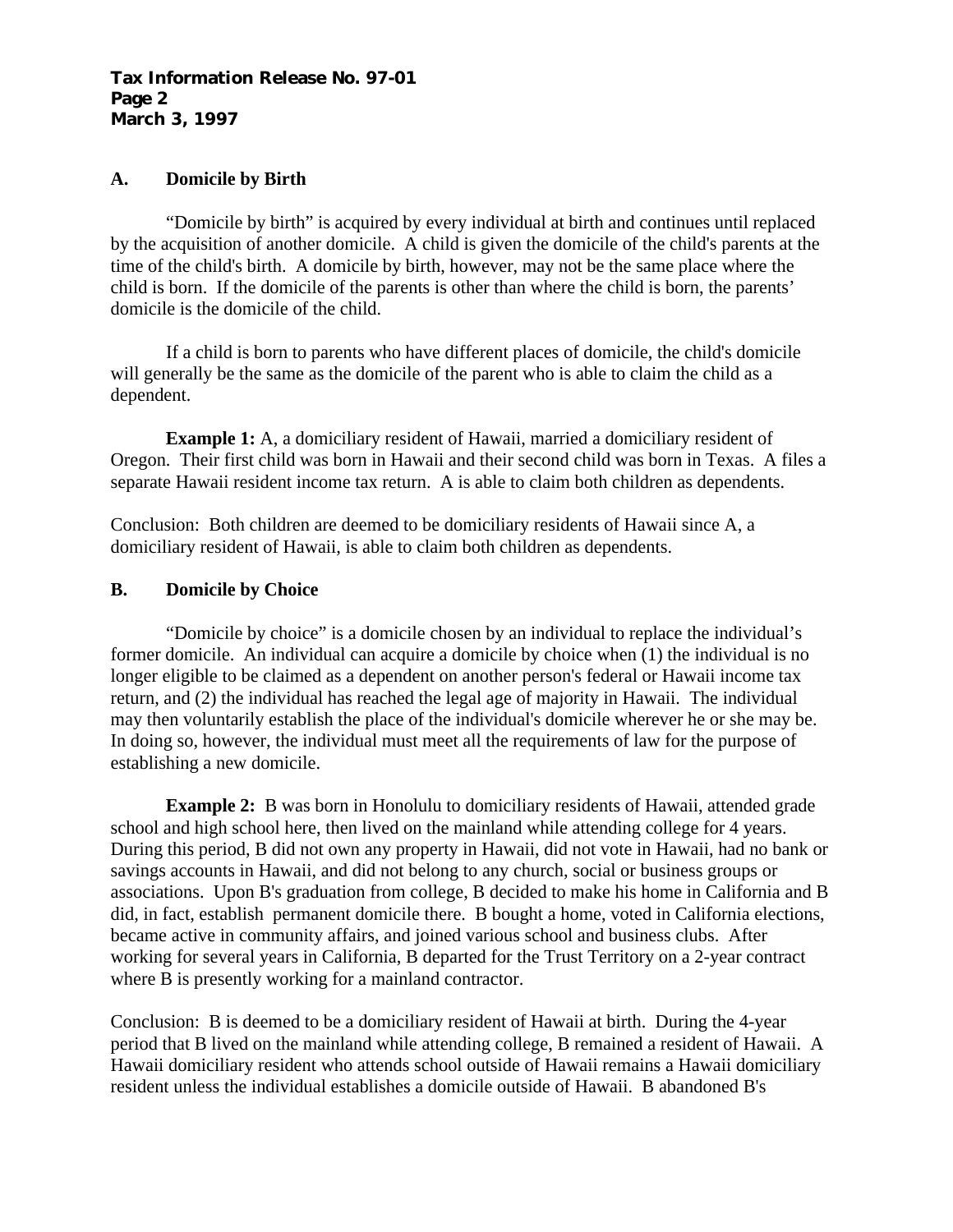## A. Domicile by Birth

"Domicile by birth" is acquired by every individual at birth and continues until replaced by the acquisition of another domicile. A child is given the domicile of the child's parents at the time of the child's birth. A domicile by birth, however, may not be the same place where the child is born. If the domicile of the parents is other than where the child is born, the parents' domicile is the domicile of the child.

If a child is born to parents who have different places of domicile, the child's domicile will generally be the same as the domicile of the parent who is able to claim the child as a dependent.

**Example 1:** A, a domiciliary resident of Hawaii, married a domiciliary resident of Oregon. Their first child was born in Hawaii and their second child was born in Texas. A files a separate Hawaii resident income tax return. A is able to claim both children as dependents.

Conclusion: Both children are deemed to be domiciliary residents of Hawaii since A, a domiciliary resident of Hawaii, is able to claim both children as dependents.

## B. Domicile by Choice

"Domicile by choice" is a domicile chosen by an individual to replace the individual's former domicile. An individual can acquire a domicile by choice when (1) the individual is no longer eligible to be claimed as a dependent on another person's federal or Hawaii income tax return, and (2) the individual has reached the legal age of majority in Hawaii. The individual may then voluntarily establish the place of the individual's domicile wherever he or she may be. In doing so, however, the individual must meet all the requirements of law for the purpose of establishing a new domicile.

**Example 2:** B was born in Honolulu to domiciliary residents of Hawaii, attended grade school and high school here, then lived on the mainland while attending college for 4 years. During this period, B did not own any property in Hawaii, did not vote in Hawaii, had no bank or savings accounts in Hawaii, and did not belong to any church, social or business groups or associations. Upon B's graduation from college, B decided to make his home in California and B did, in fact, establish permanent domicile there. B bought a home, voted in California elections, became active in community affairs, and joined various school and business clubs. After working for several years in California, B departed for the Trust Territory on a 2-year contract where B is presently working for a mainland contractor.

Conclusion: B is deemed to be a domiciliary resident of Hawaii at birth. During the 4-year period that B lived on the mainland while attending college, B remained a resident of Hawaii. A Hawaii domiciliary resident who attends school outside of Hawaii remains a Hawaii domiciliary resident unless the individual establishes a domicile outside of Hawaii. B abandoned B's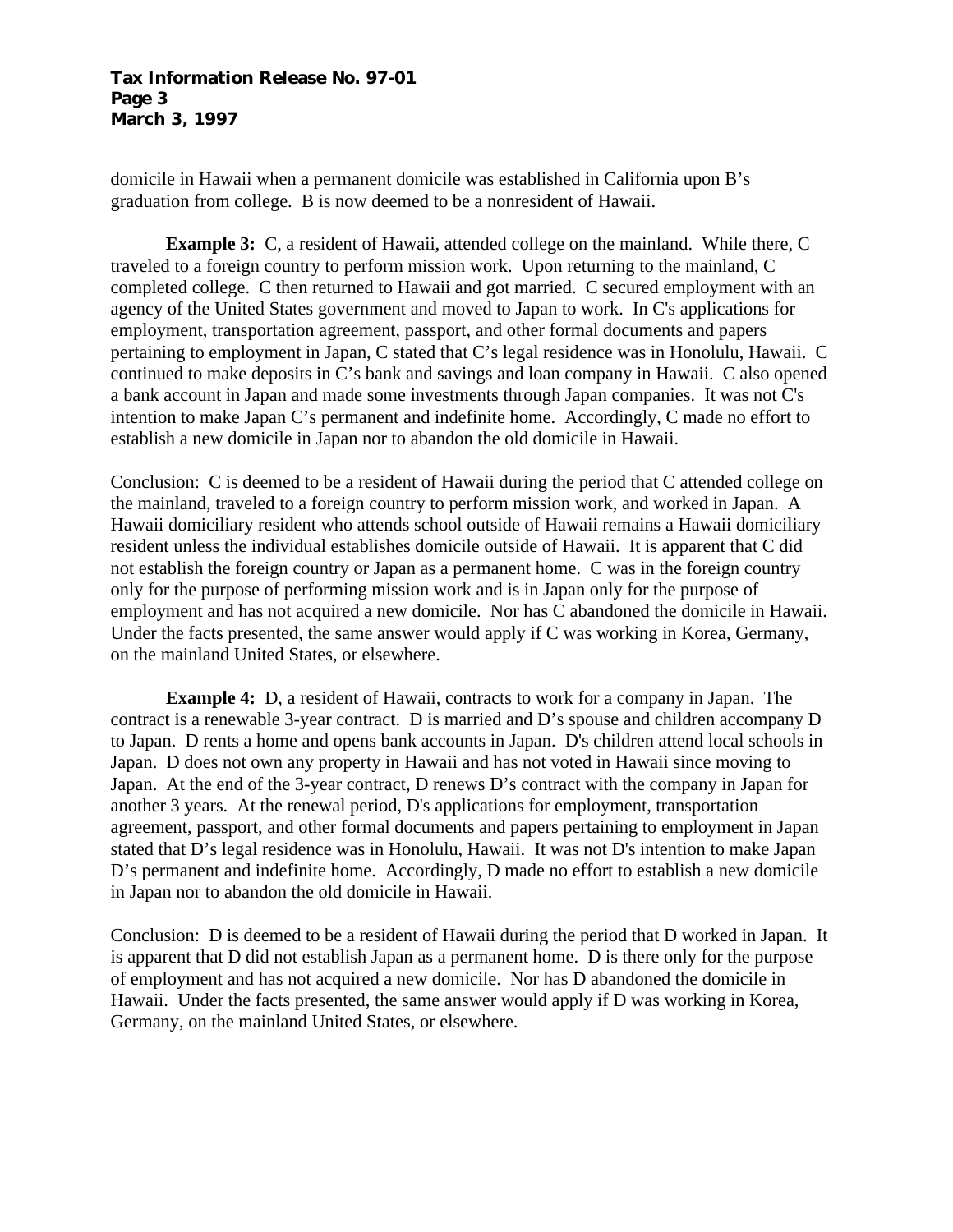domicile in Hawaii when a permanent domicile was established in California upon B's graduation from college. B is now deemed to be a nonresident of Hawaii.

**Example 3:** C, a resident of Hawaii, attended college on the mainland. While there, C traveled to a foreign country to perform mission work. Upon returning to the mainland, C completed college. C then returned to Hawaii and got married. C secured employment with an agency of the United States government and moved to Japan to work. In C's applications for employment, transportation agreement, passport, and other formal documents and papers pertaining to employment in Japan, C stated that C's legal residence was in Honolulu, Hawaii. C continued to make deposits in C's bank and savings and loan company in Hawaii. C also opened a bank account in Japan and made some investments through Japan companies. It was not C's intention to make Japan C's permanent and indefinite home. Accordingly, C made no effort to establish a new domicile in Japan nor to abandon the old domicile in Hawaii.

Conclusion: C is deemed to be a resident of Hawaii during the period that C attended college on the mainland, traveled to a foreign country to perform mission work, and worked in Japan. A Hawaii domiciliary resident who attends school outside of Hawaii remains a Hawaii domiciliary resident unless the individual establishes domicile outside of Hawaii. It is apparent that C did not establish the foreign country or Japan as a permanent home. C was in the foreign country only for the purpose of performing mission work and is in Japan only for the purpose of employment and has not acquired a new domicile. Nor has C abandoned the domicile in Hawaii. Under the facts presented, the same answer would apply if C was working in Korea, Germany, on the mainland United States, or elsewhere.

**Example 4:** D, a resident of Hawaii, contracts to work for a company in Japan. The contract is a renewable 3-year contract. D is married and D's spouse and children accompany D to Japan. D rents a home and opens bank accounts in Japan. D's children attend local schools in Japan. D does not own any property in Hawaii and has not voted in Hawaii since moving to Japan. At the end of the 3-year contract, D renews D's contract with the company in Japan for another 3 years. At the renewal period, D's applications for employment, transportation agreement, passport, and other formal documents and papers pertaining to employment in Japan stated that D's legal residence was in Honolulu, Hawaii. It was not D's intention to make Japan D's permanent and indefinite home. Accordingly, D made no effort to establish a new domicile in Japan nor to abandon the old domicile in Hawaii.

Conclusion: D is deemed to be a resident of Hawaii during the period that D worked in Japan. It is apparent that D did not establish Japan as a permanent home. D is there only for the purpose of employment and has not acquired a new domicile. Nor has D abandoned the domicile in Hawaii. Under the facts presented, the same answer would apply if D was working in Korea, Germany, on the mainland United States, or elsewhere.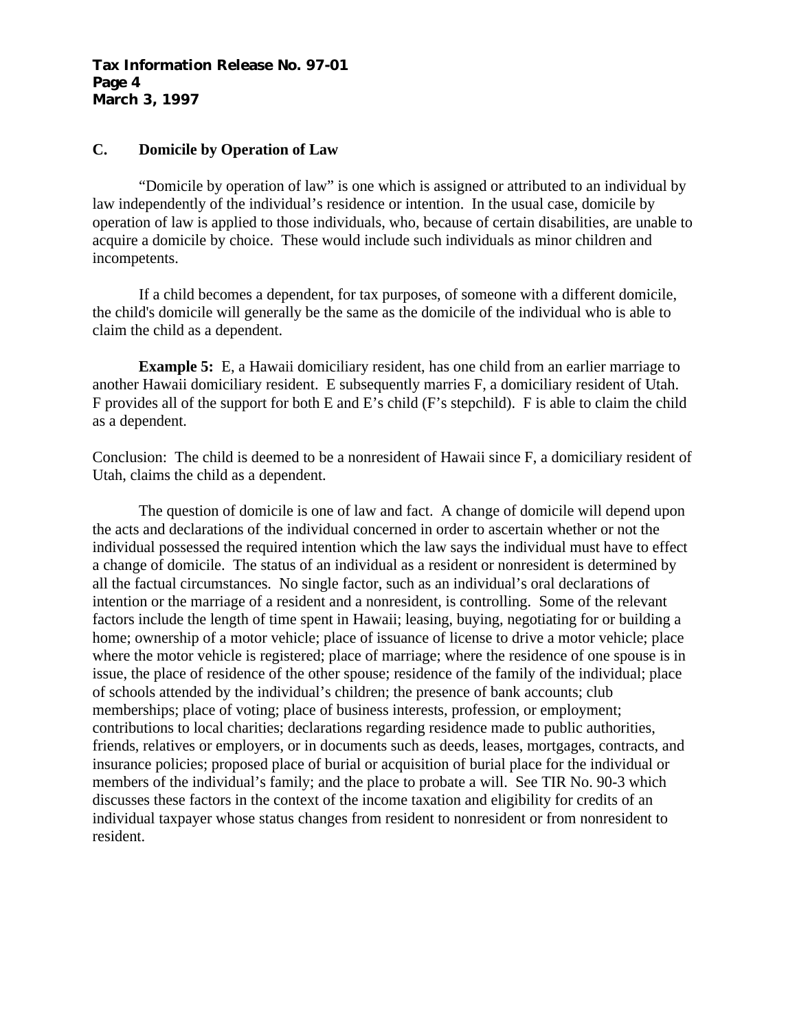## C. Domicile by Operation of Law

"Domicile by operation of law" is one which is assigned or attributed to an individual by law independently of the individual's residence or intention. In the usual case, domicile by operation of law is applied to those individuals, who, because of certain disabilities, are unable to acquire a domicile by choice. These would include such individuals as minor children and incompetents.

If a child becomes a dependent, for tax purposes, of someone with a different domicile, the child's domicile will generally be the same as the domicile of the individual who is able to claim the child as a dependent.

**Example 5:** E, a Hawaii domiciliary resident, has one child from an earlier marriage to another Hawaii domiciliary resident. E subsequently marries F, a domiciliary resident of Utah. F provides all of the support for both E and E's child (F's stepchild). F is able to claim the child as a dependent.

Conclusion: The child is deemed to be a nonresident of Hawaii since F, a domiciliary resident of Utah, claims the child as a dependent.

The question of domicile is one of law and fact. A change of domicile will depend upon the acts and declarations of the individual concerned in order to ascertain whether or not the individual possessed the required intention which the law says the individual must have to effect a change of domicile. The status of an individual as a resident or nonresident is determined by all the factual circumstances. No single factor, such as an individual's oral declarations of intention or the marriage of a resident and a nonresident, is controlling. Some of the relevant factors include the length of time spent in Hawaii; leasing, buying, negotiating for or building a home; ownership of a motor vehicle; place of issuance of license to drive a motor vehicle; place where the motor vehicle is registered; place of marriage; where the residence of one spouse is in issue, the place of residence of the other spouse; residence of the family of the individual; place of schools attended by the individual's children; the presence of bank accounts; club memberships; place of voting; place of business interests, profession, or employment; contributions to local charities; declarations regarding residence made to public authorities, friends, relatives or employers, or in documents such as deeds, leases, mortgages, contracts, and insurance policies; proposed place of burial or acquisition of burial place for the individual or members of the individual's family; and the place to probate a will. See TIR No. 90-3 which discusses these factors in the context of the income taxation and eligibility for credits of an individual taxpayer whose status changes from resident to nonresident or from nonresident to resident.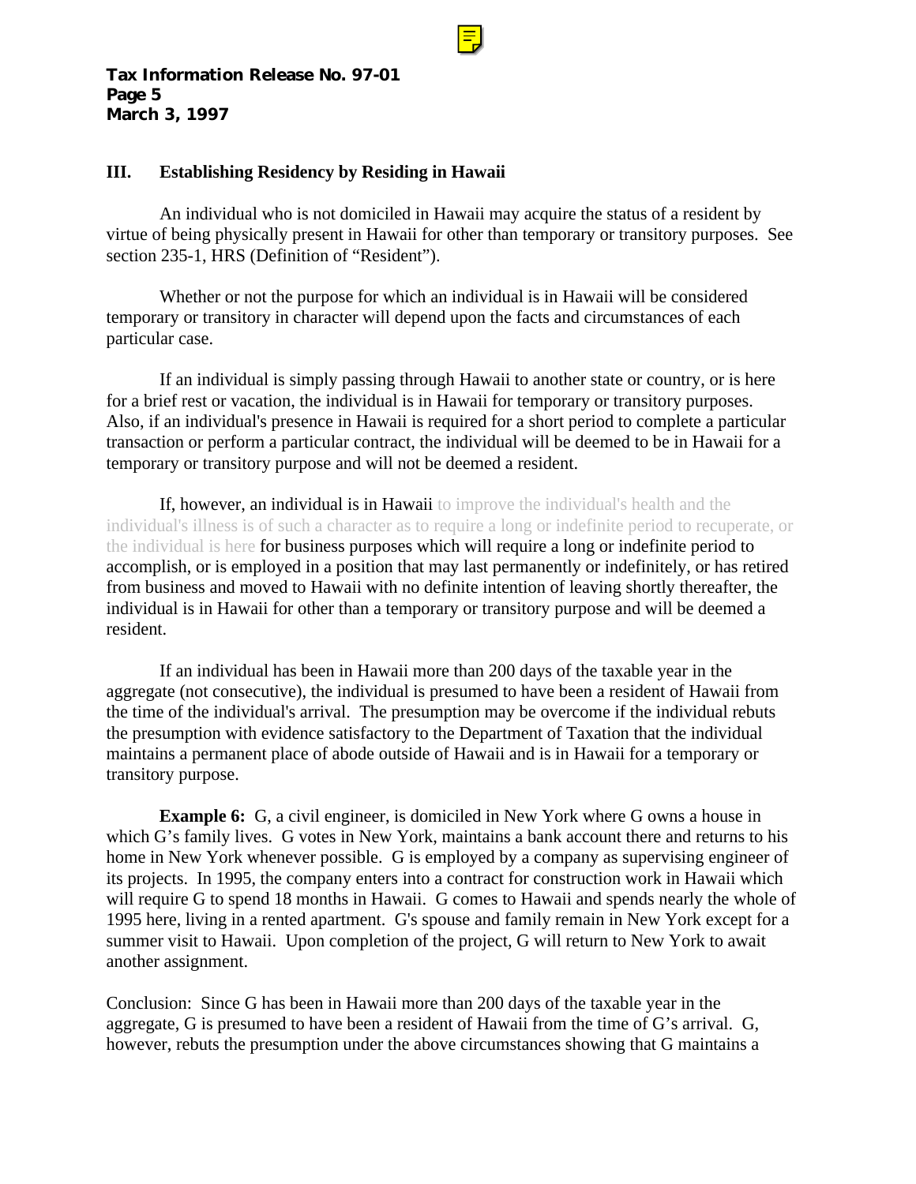## III. Establishing Residency by Residing in Hawaii

An individual who is not domiciled in Hawaii may acquire the status of a resident by virtue of being physically present in Hawaii for other than temporary or transitory purposes. See section 235-1, HRS (Definition of "Resident").

Whether or not the purpose for which an individual is in Hawaii will be considered temporary or transitory in character will depend upon the facts and circumstances of each particular case.

If an individual is simply passing through Hawaii to another state or country, or is here for a brief rest or vacation, the individual is in Hawaii for temporary or transitory purposes. Also, if an individual's presence in Hawaii is required for a short period to complete a particular transaction or perform a particular contract, the individual will be deemed to be in Hawaii for a temporary or transitory purpose and will not be deemed a resident.

If, however, an individual is in Hawaii to improve the individual's health and the individual's illness is of such a character as to require a long or indefinite period to recuperate, or the individual is here for business purposes which will require a long or indefinite period to accomplish, or is employed in a position that may last permanently or indefinitely, or has retired from business and moved to Hawaii with no definite intention of leaving shortly thereafter, the individual is in Hawaii for other than a temporary or transitory purpose and will be deemed a resident.

If an individual has been in Hawaii more than 200 days of the taxable year in the aggregate (not consecutive), the individual is presumed to have been a resident of Hawaii from the time of the individual's arrival. The presumption may be overcome if the individual rebuts the presumption with evidence satisfactory to the Department of Taxation that the individual maintains a permanent place of abode outside of Hawaii and is in Hawaii for a temporary or transitory purpose.

**Example 6:** G, a civil engineer, is domiciled in New York where G owns a house in which G's family lives. G votes in New York, maintains a bank account there and returns to his home in New York whenever possible. G is employed by a company as supervising engineer of its projects. In 1995, the company enters into a contract for construction work in Hawaii which will require G to spend 18 months in Hawaii. G comes to Hawaii and spends nearly the whole of 1995 here, living in a rented apartment. G's spouse and family remain in New York except for a summer visit to Hawaii. Upon completion of the project, G will return to New York to await another assignment.

Conclusion: Since G has been in Hawaii more than 200 days of the taxable year in the aggregate, G is presumed to have been a resident of Hawaii from the time of G's arrival. G, however, rebuts the presumption under the above circumstances showing that G maintains a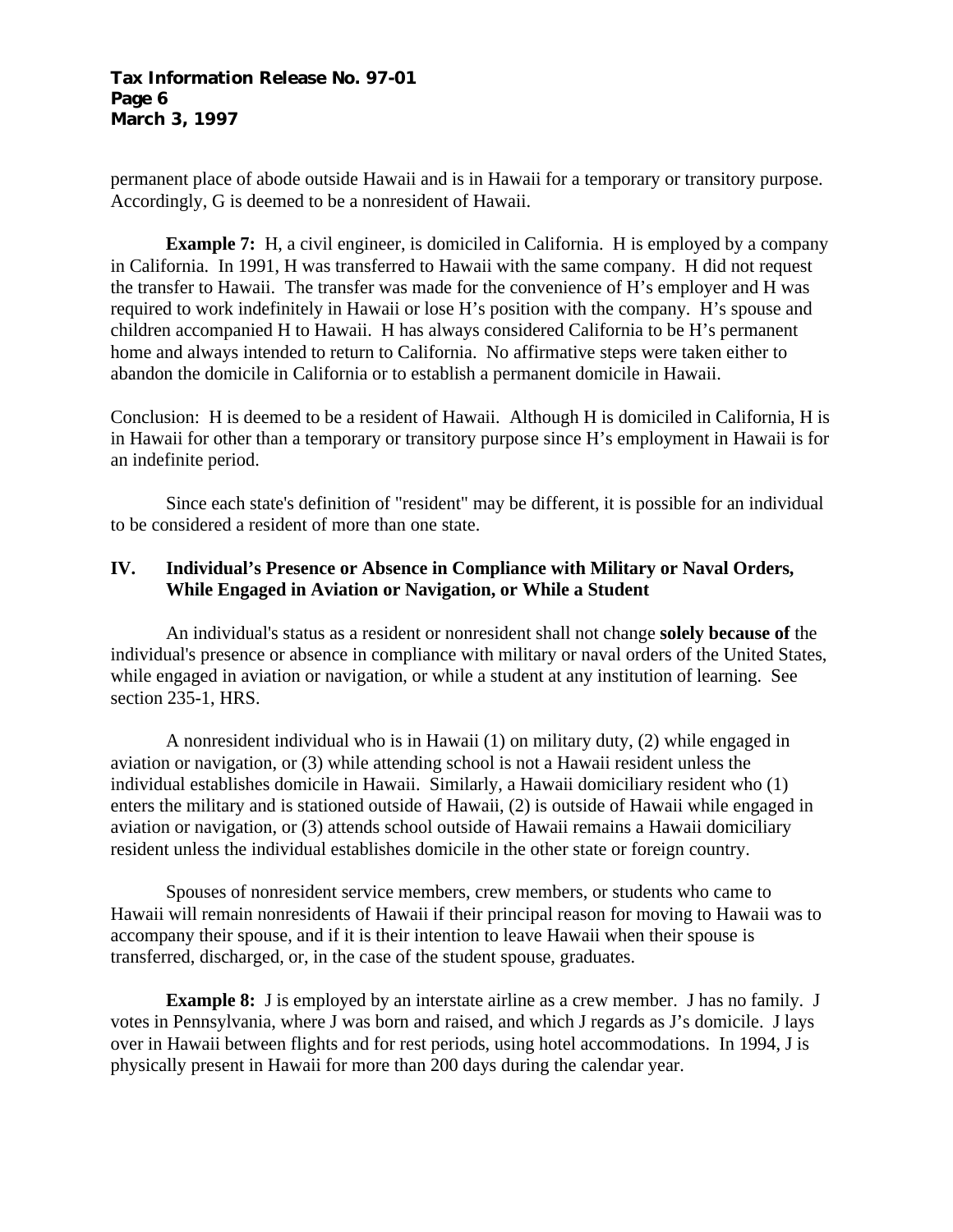permanent place of abode outside Hawaii and is in Hawaii for a temporary or transitory purpose. Accordingly, G is deemed to be a nonresident of Hawaii.

**Example 7:** H, a civil engineer, is domiciled in California. H is employed by a company in California. In 1991, H was transferred to Hawaii with the same company. H did not request the transfer to Hawaii. The transfer was made for the convenience of H's employer and H was required to work indefinitely in Hawaii or lose H's position with the company. H's spouse and children accompanied H to Hawaii. H has always considered California to be H's permanent home and always intended to return to California. No affirmative steps were taken either to abandon the domicile in California or to establish a permanent domicile in Hawaii.

Conclusion: H is deemed to be a resident of Hawaii. Although H is domiciled in California, H is in Hawaii for other than a temporary or transitory purpose since H's employment in Hawaii is for an indefinite period.

Since each state's definition of "resident" may be different, it is possible for an individual to be considered a resident of more than one state.

## IV. Individual's Presence or Absence in Compliance with Military or Naval Orders, While Engaged in Aviation or Navigation, or While a Student

An individual's status as a resident or nonresident shall not change **solely because of** the individual's presence or absence in compliance with military or naval orders of the United States, while engaged in aviation or navigation, or while a student at any institution of learning. See section 235-1, HRS.

A nonresident individual who is in Hawaii (1) on military duty, (2) while engaged in aviation or navigation, or (3) while attending school is not a Hawaii resident unless the individual establishes domicile in Hawaii. Similarly, a Hawaii domiciliary resident who (1) enters the military and is stationed outside of Hawaii, (2) is outside of Hawaii while engaged in aviation or navigation, or (3) attends school outside of Hawaii remains a Hawaii domiciliary resident unless the individual establishes domicile in the other state or foreign country.

Spouses of nonresident service members, crew members, or students who came to Hawaii will remain nonresidents of Hawaii if their principal reason for moving to Hawaii was to accompany their spouse, and if it is their intention to leave Hawaii when their spouse is transferred, discharged, or, in the case of the student spouse, graduates.

**Example 8:** J is employed by an interstate airline as a crew member. J has no family. J votes in Pennsylvania, where J was born and raised, and which J regards as J's domicile. J lays over in Hawaii between flights and for rest periods, using hotel accommodations. In 1994, J is physically present in Hawaii for more than 200 days during the calendar year.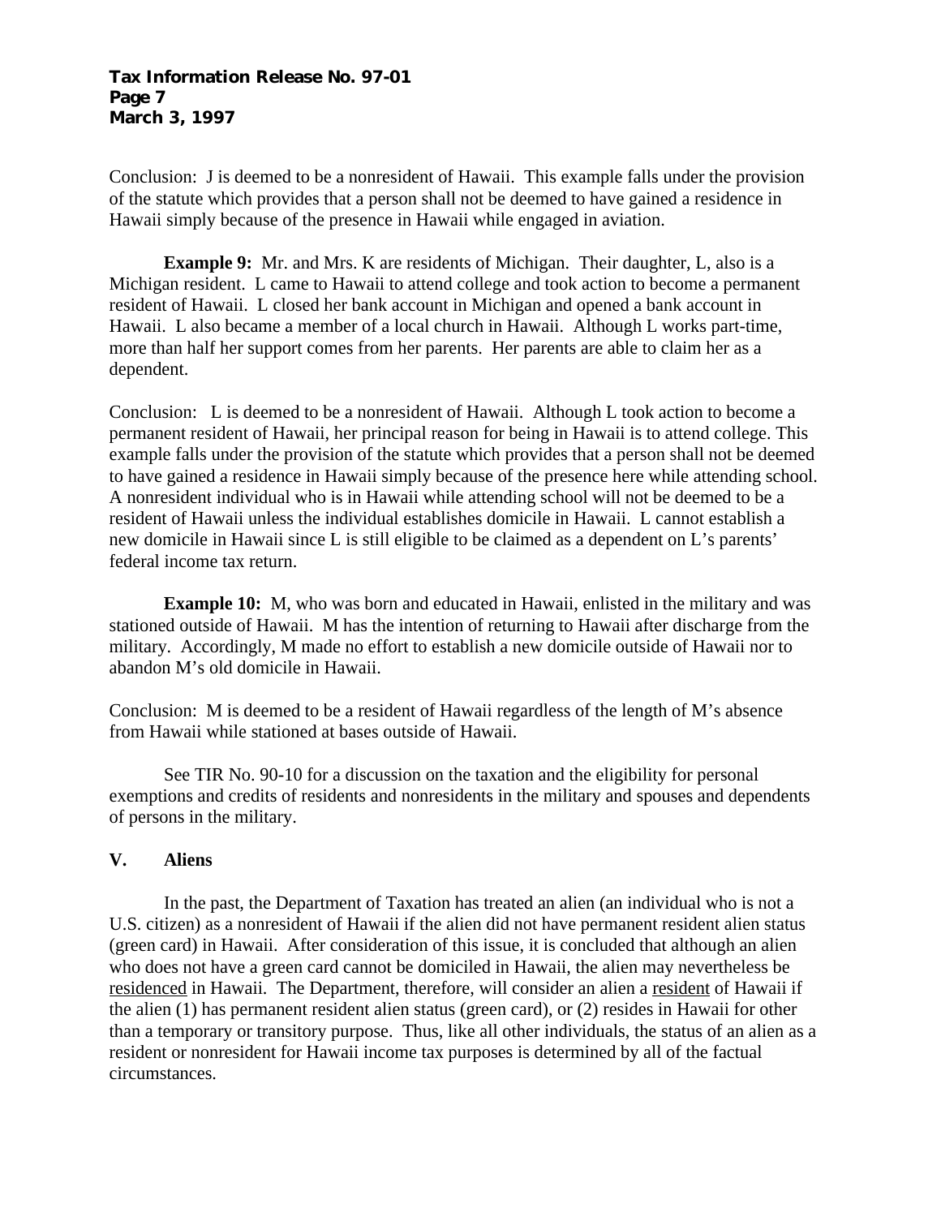Conclusion: J is deemed to be a nonresident of Hawaii. This example falls under the provision of the statute which provides that a person shall not be deemed to have gained a residence in Hawaii simply because of the presence in Hawaii while engaged in aviation.

**Example 9:** Mr. and Mrs. K are residents of Michigan. Their daughter, L, also is a Michigan resident. L came to Hawaii to attend college and took action to become a permanent resident of Hawaii. L closed her bank account in Michigan and opened a bank account in Hawaii. L also became a member of a local church in Hawaii. Although L works part-time, more than half her support comes from her parents. Her parents are able to claim her as a dependent.

Conclusion: L is deemed to be a nonresident of Hawaii. Although L took action to become a permanent resident of Hawaii, her principal reason for being in Hawaii is to attend college. This example falls under the provision of the statute which provides that a person shall not be deemed to have gained a residence in Hawaii simply because of the presence here while attending school. A nonresident individual who is in Hawaii while attending school will not be deemed to be a resident of Hawaii unless the individual establishes domicile in Hawaii. L cannot establish a new domicile in Hawaii since L is still eligible to be claimed as a dependent on L's parents' federal income tax return.

**Example 10:** M, who was born and educated in Hawaii, enlisted in the military and was stationed outside of Hawaii. M has the intention of returning to Hawaii after discharge from the military. Accordingly, M made no effort to establish a new domicile outside of Hawaii nor to abandon M's old domicile in Hawaii.

Conclusion: M is deemed to be a resident of Hawaii regardless of the length of M's absence from Hawaii while stationed at bases outside of Hawaii.

See TIR No. 90-10 for a discussion on the taxation and the eligibility for personal exemptions and credits of residents and nonresidents in the military and spouses and dependents of persons in the military.

## V. Aliens

In the past, the Department of Taxation has treated an alien (an individual who is not a U.S. citizen) as a nonresident of Hawaii if the alien did not have permanent resident alien status (green card) in Hawaii. After consideration of this issue, it is concluded that although an alien who does not have a green card cannot be domiciled in Hawaii, the alien may nevertheless be residenced in Hawaii. The Department, therefore, will consider an alien a resident of Hawaii if the alien (1) has permanent resident alien status (green card), or (2) resides in Hawaii for other than a temporary or transitory purpose. Thus, like all other individuals, the status of an alien as a resident or nonresident for Hawaii income tax purposes is determined by all of the factual circumstances.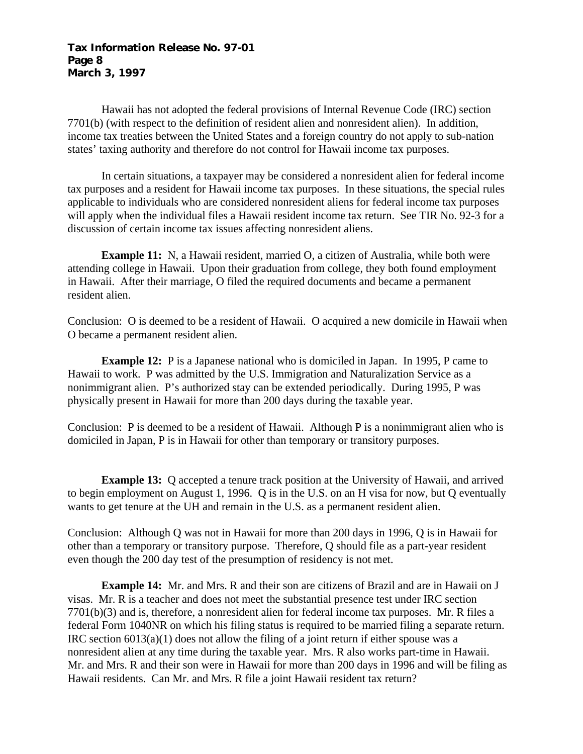Hawaii has not adopted the federal provisions of Internal Revenue Code (IRC) section 7701(b) (with respect to the definition of resident alien and nonresident alien). In addition, income tax treaties between the United States and a foreign country do not apply to sub-nation states' taxing authority and therefore do not control for Hawaii income tax purposes.

In certain situations, a taxpayer may be considered a nonresident alien for federal income tax purposes and a resident for Hawaii income tax purposes. In these situations, the special rules applicable to individuals who are considered nonresident aliens for federal income tax purposes will apply when the individual files a Hawaii resident income tax return. See TIR No. 92-3 for a discussion of certain income tax issues affecting nonresident aliens.

**Example 11:** N, a Hawaii resident, married O, a citizen of Australia, while both were attending college in Hawaii. Upon their graduation from college, they both found employment in Hawaii. After their marriage, O filed the required documents and became a permanent resident alien.

Conclusion: O is deemed to be a resident of Hawaii. O acquired a new domicile in Hawaii when O became a permanent resident alien.

**Example 12:** P is a Japanese national who is domiciled in Japan. In 1995, P came to Hawaii to work. P was admitted by the U.S. Immigration and Naturalization Service as a nonimmigrant alien. P's authorized stay can be extended periodically. During 1995, P was physically present in Hawaii for more than 200 days during the taxable year.

Conclusion: P is deemed to be a resident of Hawaii. Although P is a nonimmigrant alien who is domiciled in Japan, P is in Hawaii for other than temporary or transitory purposes.

**Example 13:** Q accepted a tenure track position at the University of Hawaii, and arrived to begin employment on August 1, 1996. Q is in the U.S. on an H visa for now, but Q eventually wants to get tenure at the UH and remain in the U.S. as a permanent resident alien.

Conclusion: Although Q was not in Hawaii for more than 200 days in 1996, Q is in Hawaii for other than a temporary or transitory purpose. Therefore, Q should file as a part-year resident even though the 200 day test of the presumption of residency is not met.

**Example 14:** Mr. and Mrs. R and their son are citizens of Brazil and are in Hawaii on J visas. Mr. R is a teacher and does not meet the substantial presence test under IRC section 7701(b)(3) and is, therefore, a nonresident alien for federal income tax purposes. Mr. R files a federal Form 1040NR on which his filing status is required to be married filing a separate return. IRC section 6013(a)(1) does not allow the filing of a joint return if either spouse was a nonresident alien at any time during the taxable year. Mrs. R also works part-time in Hawaii. Mr. and Mrs. R and their son were in Hawaii for more than 200 days in 1996 and will be filing as Hawaii residents. Can Mr. and Mrs. R file a joint Hawaii resident tax return?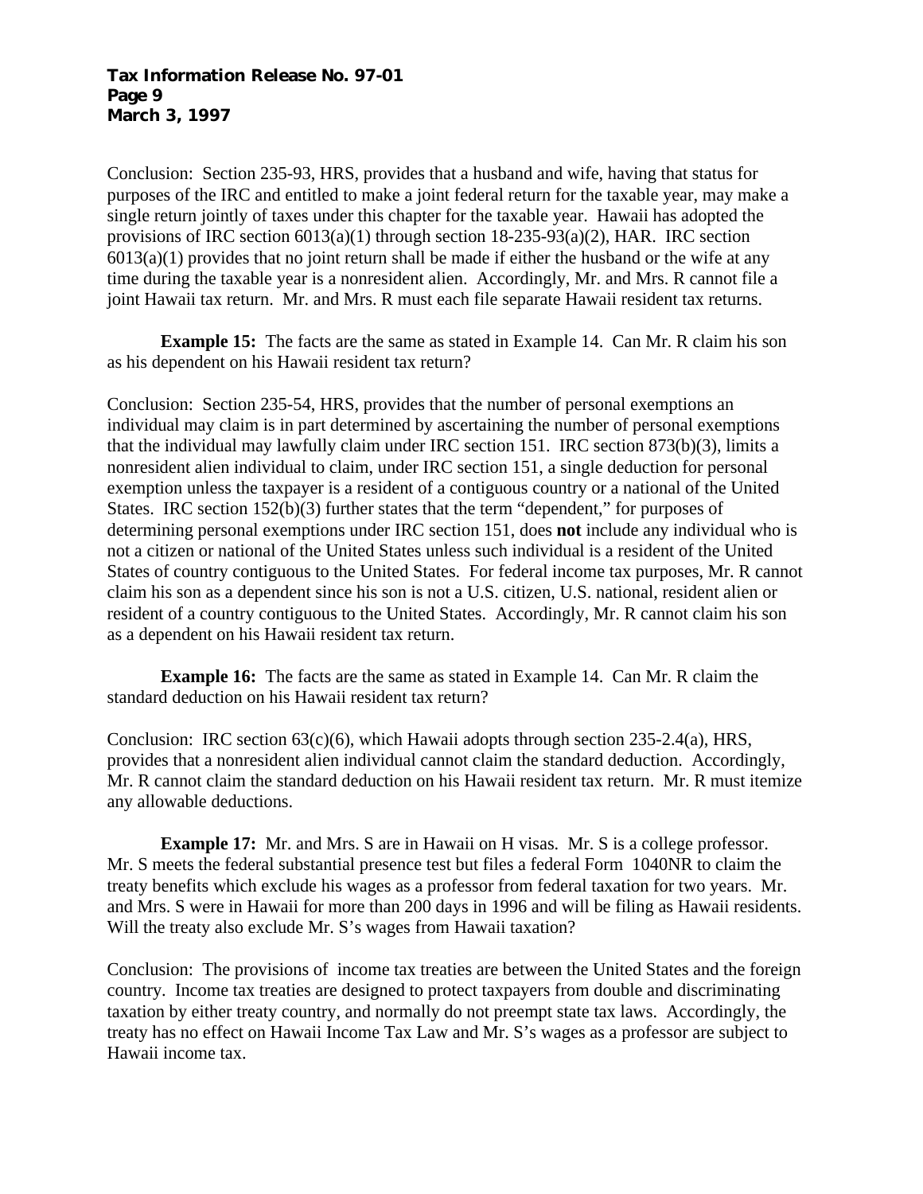Conclusion: Section 235-93, HRS, provides that a husband and wife, having that status for purposes of the IRC and entitled to make a joint federal return for the taxable year, may make a single return jointly of taxes under this chapter for the taxable year. Hawaii has adopted the provisions of IRC section 6013(a)(1) through section 18-235-93(a)(2), HAR. IRC section 6013(a)(1) provides that no joint return shall be made if either the husband or the wife at any time during the taxable year is a nonresident alien. Accordingly, Mr. and Mrs. R cannot file a joint Hawaii tax return. Mr. and Mrs. R must each file separate Hawaii resident tax returns.

**Example 15:** The facts are the same as stated in Example 14. Can Mr. R claim his son as his dependent on his Hawaii resident tax return?

Conclusion: Section 235-54, HRS, provides that the number of personal exemptions an individual may claim is in part determined by ascertaining the number of personal exemptions that the individual may lawfully claim under IRC section 151. IRC section 873(b)(3), limits a nonresident alien individual to claim, under IRC section 151, a single deduction for personal exemption unless the taxpayer is a resident of a contiguous country or a national of the United States. IRC section 152(b)(3) further states that the term "dependent," for purposes of determining personal exemptions under IRC section 151, does **not** include any individual who is not a citizen or national of the United States unless such individual is a resident of the United States of country contiguous to the United States. For federal income tax purposes, Mr. R cannot claim his son as a dependent since his son is not a U.S. citizen, U.S. national, resident alien or resident of a country contiguous to the United States. Accordingly, Mr. R cannot claim his son as a dependent on his Hawaii resident tax return.

**Example 16:** The facts are the same as stated in Example 14. Can Mr. R claim the standard deduction on his Hawaii resident tax return?

Conclusion: IRC section 63(c)(6), which Hawaii adopts through section 235-2.4(a), HRS, provides that a nonresident alien individual cannot claim the standard deduction. Accordingly, Mr. R cannot claim the standard deduction on his Hawaii resident tax return. Mr. R must itemize any allowable deductions.

**Example 17:** Mr. and Mrs. S are in Hawaii on H visas. Mr. S is a college professor. Mr. S meets the federal substantial presence test but files a federal Form 1040NR to claim the treaty benefits which exclude his wages as a professor from federal taxation for two years. Mr. and Mrs. S were in Hawaii for more than 200 days in 1996 and will be filing as Hawaii residents. Will the treaty also exclude Mr. S's wages from Hawaii taxation?

Conclusion: The provisions of income tax treaties are between the United States and the foreign country. Income tax treaties are designed to protect taxpayers from double and discriminating taxation by either treaty country, and normally do not preempt state tax laws. Accordingly, the treaty has no effect on Hawaii Income Tax Law and Mr. S's wages as a professor are subject to Hawaii income tax.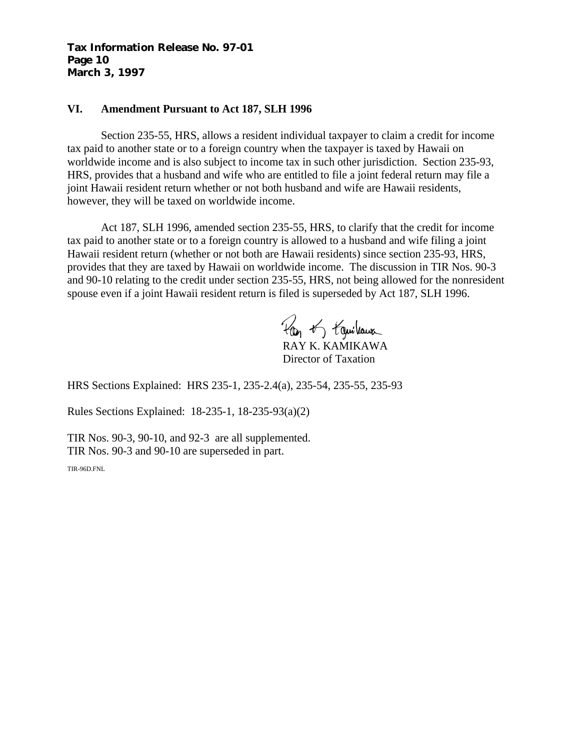## VI. Amendment Pursuant to Act 187, SLH 1996

Section 235-55, HRS, allows a resident individual taxpayer to claim a credit for income tax paid to another state or to a foreign country when the taxpayer is taxed by Hawaii on worldwide income and is also subject to income tax in such other jurisdiction. Section 235-93, HRS, provides that a husband and wife who are entitled to file a joint federal return may file a joint Hawaii resident return whether or not both husband and wife are Hawaii residents, however, they will be taxed on worldwide income.

Act 187, SLH 1996, amended section 235-55, HRS, to clarify that the credit for income tax paid to another state or to a foreign country is allowed to a husband and wife filing a joint Hawaii resident return (whether or not both are Hawaii residents) since section 235-93, HRS, provides that they are taxed by Hawaii on worldwide income. The discussion in TIR Nos. 90-3 and 90-10 relating to the credit under section 235-55, HRS, not being allowed for the nonresident spouse even if a joint Hawaii resident return is filed is superseded by Act 187, SLH 1996.

RAY K. KAMIKAWA
Director of Taxation

HRS Sections Explained: HRS 235-1, 235-2.4(a), 235-54, 235-55, 235-93

Rules Sections Explained: 18-235-1, 18-235-93(a)(2)

TIR Nos. 90-3, 90-10, and 92-3 are all supplemented.
TIR Nos. 90-3 and 90-10 are superseded in part.

TIR-96D.FNL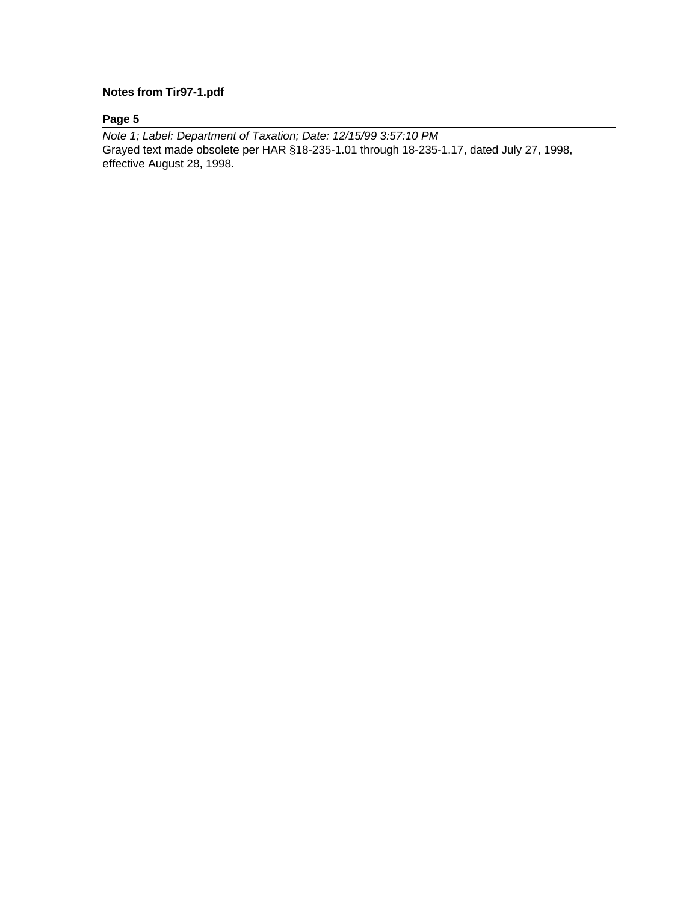**Notes from Tir97-1.pdf**

**Page 5**

*Note 1; Label: Department of Taxation; Date: 12/15/99 3:57:10 PM*
Grayed text made obsolete per HAR §18-235-1.01 through 18-235-1.17, dated July 27, 1998, effective August 28, 1998.